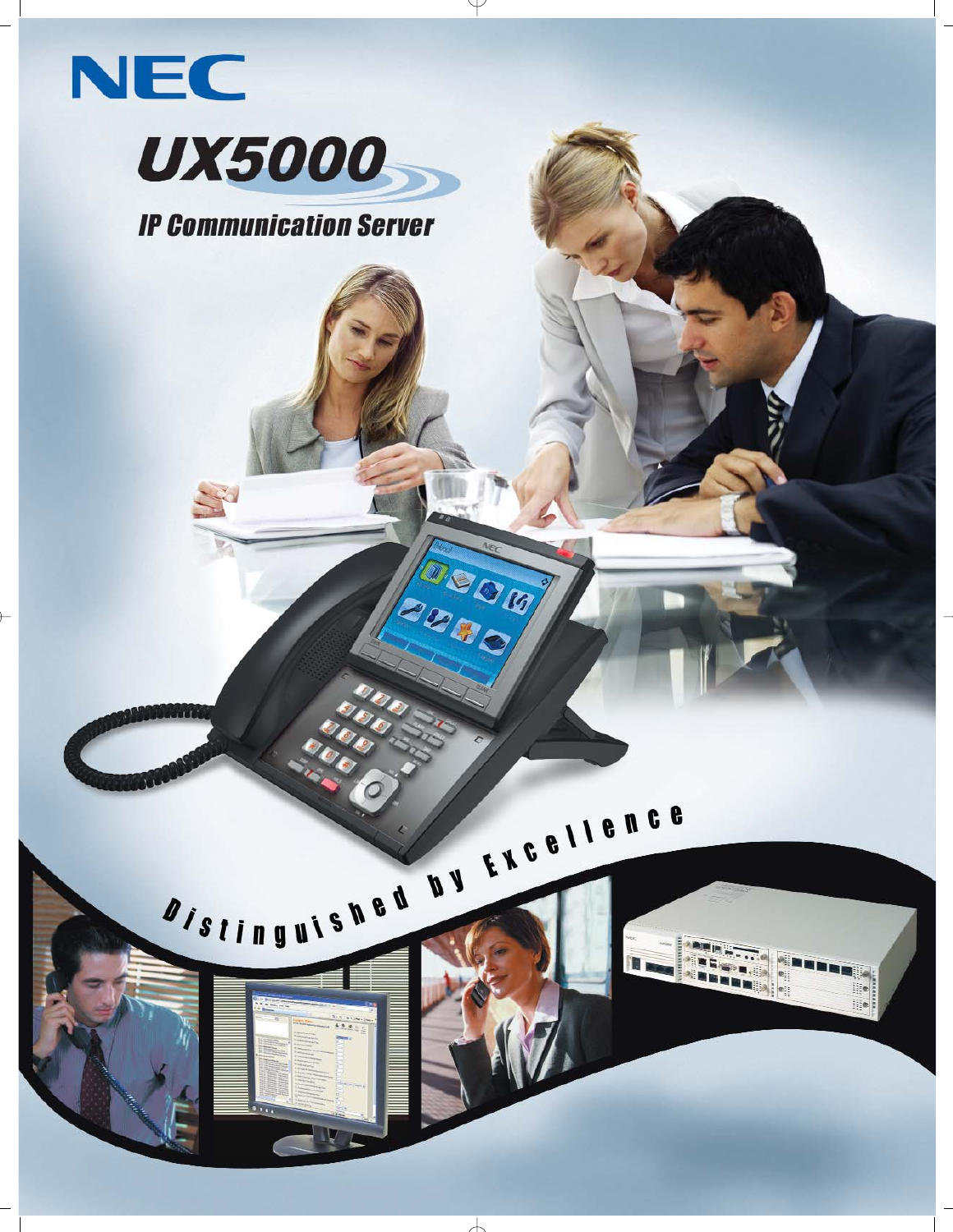# NEC

# UX5000

## IP Communication Server

*Distinguished by Excellence*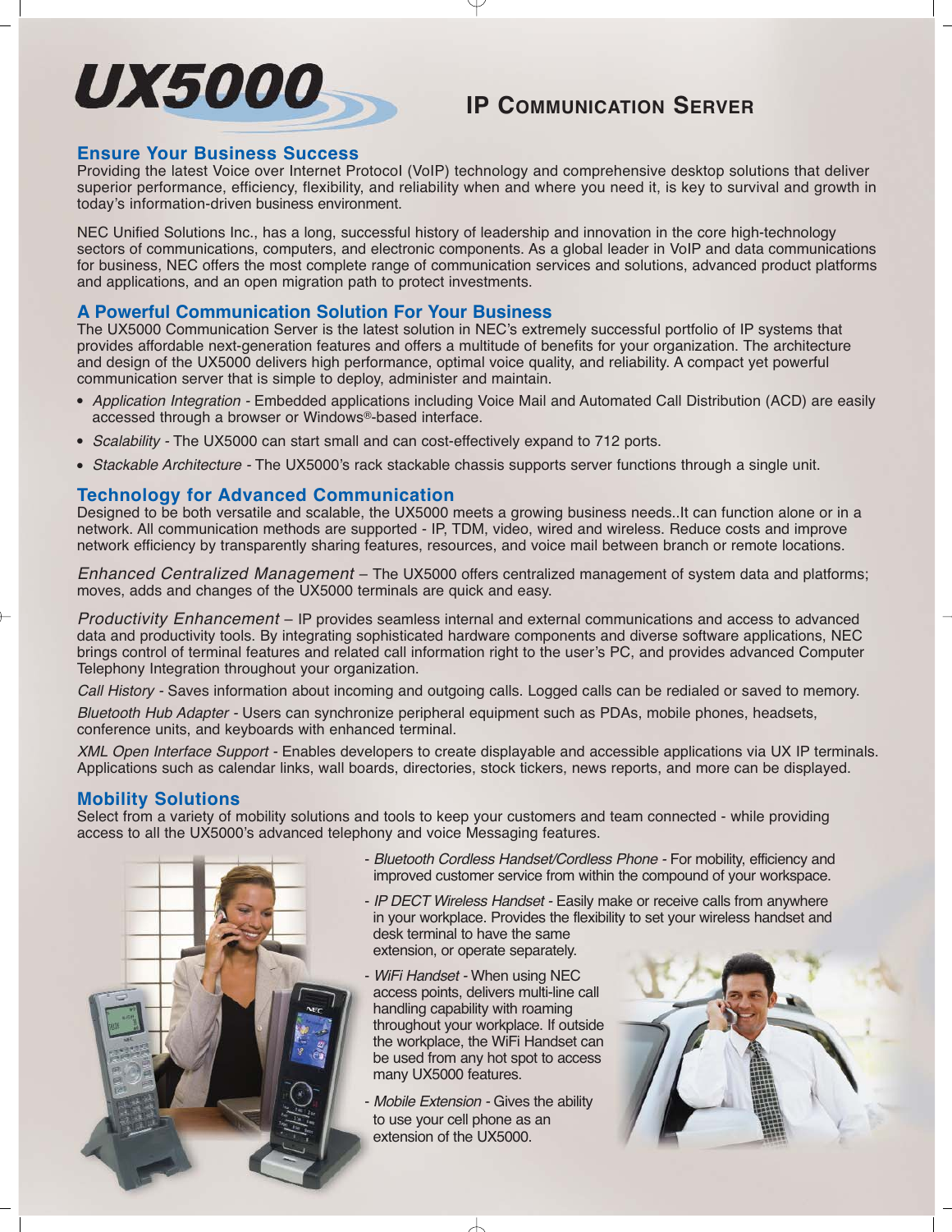# UX5000

## IP Communication Server

### Ensure Your Business Success

Providing the latest Voice over Internet Protocol (VoIP) technology and comprehensive desktop solutions that deliver superior performance, efficiency, flexibility, and reliability when and where you need it, is key to survival and growth in today's information-driven business environment.

NEC Unified Solutions Inc., has a long, successful history of leadership and innovation in the core high-technology sectors of communications, computers, and electronic components. As a global leader in VoIP and data communications for business, NEC offers the most complete range of communication services and solutions, advanced product platforms and applications, and an open migration path to protect investments.

### A Powerful Communication Solution For Your Business

The UX5000 Communication Server is the latest solution in NEC's extremely successful portfolio of IP systems that provides affordable next-generation features and offers a multitude of benefits for your organization. The architecture and design of the UX5000 delivers high performance, optimal voice quality, and reliability. A compact yet powerful communication server that is simple to deploy, administer and maintain.

- *Application Integration* - Embedded applications including Voice Mail and Automated Call Distribution (ACD) are easily accessed through a browser or Windows®-based interface.
- *Scalability* - The UX5000 can start small and can cost-effectively expand to 712 ports.
- *Stackable Architecture* - The UX5000's rack stackable chassis supports server functions through a single unit.

### Technology for Advanced Communication

Designed to be both versatile and scalable, the UX5000 meets a growing business needs..It can function alone or in a network. All communication methods are supported - IP, TDM, video, wired and wireless. Reduce costs and improve network efficiency by transparently sharing features, resources, and voice mail between branch or remote locations.

*Enhanced Centralized Management* – The UX5000 offers centralized management of system data and platforms; moves, adds and changes of the UX5000 terminals are quick and easy.

*Productivity Enhancement* – IP provides seamless internal and external communications and access to advanced data and productivity tools. By integrating sophisticated hardware components and diverse software applications, NEC brings control of terminal features and related call information right to the user's PC, and provides advanced Computer Telephony Integration throughout your organization.

*Call History* - Saves information about incoming and outgoing calls. Logged calls can be redialed or saved to memory.

*Bluetooth Hub Adapter* - Users can synchronize peripheral equipment such as PDAs, mobile phones, headsets, conference units, and keyboards with enhanced terminal.

*XML Open Interface Support* - Enables developers to create displayable and accessible applications via UX IP terminals. Applications such as calendar links, wall boards, directories, stock tickers, news reports, and more can be displayed.

### Mobility Solutions

Select from a variety of mobility solutions and tools to keep your customers and team connected - while providing access to all the UX5000's advanced telephony and voice Messaging features.

- *Bluetooth Cordless Handset/Cordless Phone* - For mobility, efficiency and improved customer service from within the compound of your workspace.
- *IP DECT Wireless Handset* - Easily make or receive calls from anywhere in your workplace. Provides the flexibility to set your wireless handset and desk terminal to have the same extension, or operate separately.
- *WiFi Handset* - When using NEC access points, delivers multi-line call handling capability with roaming throughout your workplace. If outside the workplace, the WiFi Handset can be used from any hot spot to access many UX5000 features.
- *Mobile Extension* - Gives the ability to use your cell phone as an extension of the UX5000.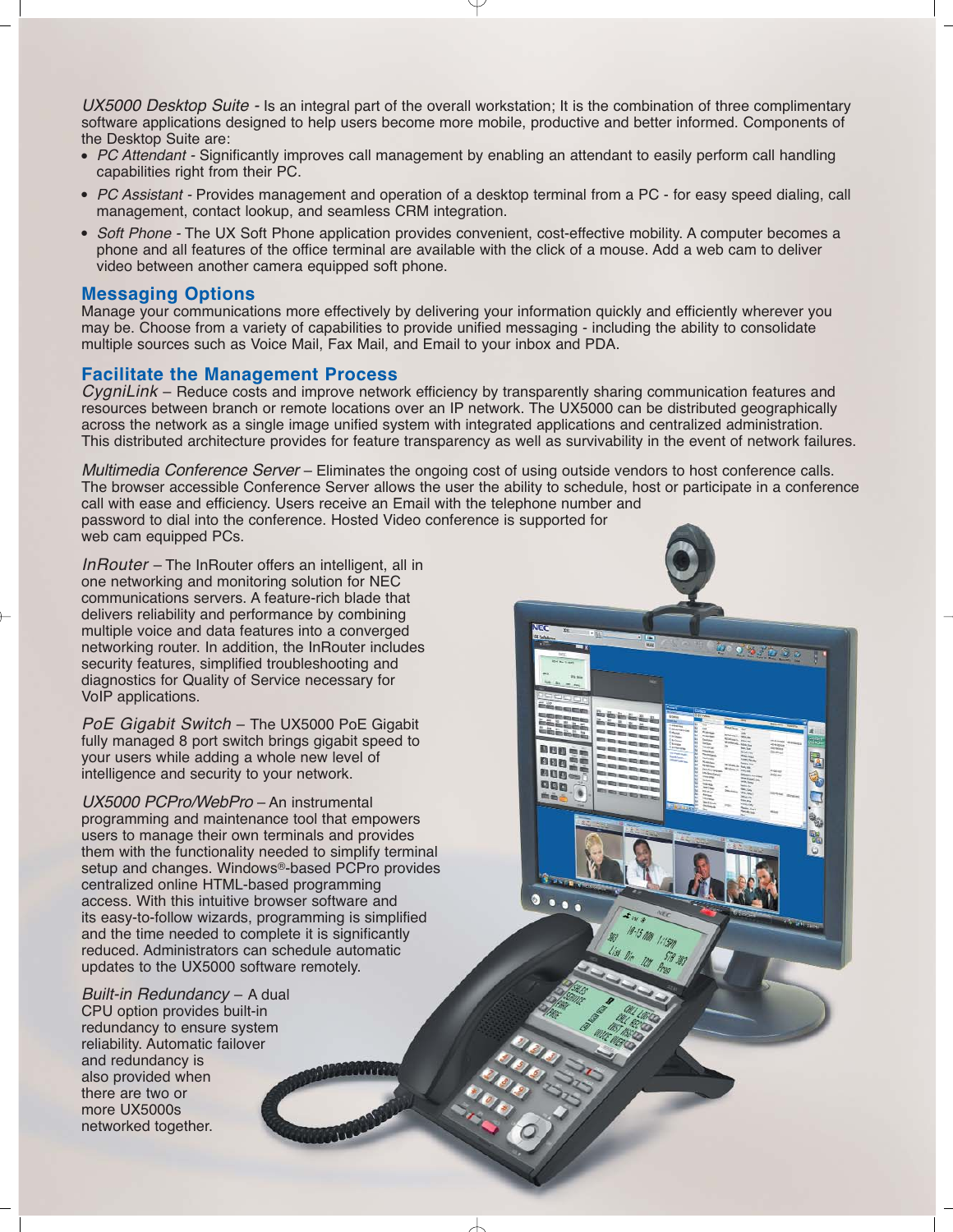*UX5000 Desktop Suite* - Is an integral part of the overall workstation; It is the combination of three complimentary software applications designed to help users become more mobile, productive and better informed. Components of the Desktop Suite are:

- *PC Attendant* - Significantly improves call management by enabling an attendant to easily perform call handling capabilities right from their PC.
- *PC Assistant* - Provides management and operation of a desktop terminal from a PC - for easy speed dialing, call management, contact lookup, and seamless CRM integration.
- *Soft Phone* - The UX Soft Phone application provides convenient, cost-effective mobility. A computer becomes a phone and all features of the office terminal are available with the click of a mouse. Add a web cam to deliver video between another camera equipped soft phone.

## Messaging Options

Manage your communications more effectively by delivering your information quickly and efficiently wherever you may be. Choose from a variety of capabilities to provide unified messaging - including the ability to consolidate multiple sources such as Voice Mail, Fax Mail, and Email to your inbox and PDA.

## Facilitate the Management Process

*CygniLink* – Reduce costs and improve network efficiency by transparently sharing communication features and resources between branch or remote locations over an IP network. The UX5000 can be distributed geographically across the network as a single image unified system with integrated applications and centralized administration. This distributed architecture provides for feature transparency as well as survivability in the event of network failures.

*Multimedia Conference Server* – Eliminates the ongoing cost of using outside vendors to host conference calls. The browser accessible Conference Server allows the user the ability to schedule, host or participate in a conference call with ease and efficiency. Users receive an Email with the telephone number and password to dial into the conference. Hosted Video conference is supported for web cam equipped PCs.

*InRouter* – The InRouter offers an intelligent, all in one networking and monitoring solution for NEC communications servers. A feature-rich blade that delivers reliability and performance by combining multiple voice and data features into a converged networking router. In addition, the InRouter includes security features, simplified troubleshooting and diagnostics for Quality of Service necessary for VoIP applications.

*PoE Gigabit Switch* – The UX5000 PoE Gigabit fully managed 8 port switch brings gigabit speed to your users while adding a whole new level of intelligence and security to your network.

*UX5000 PCPro/WebPro* – An instrumental programming and maintenance tool that empowers users to manage their own terminals and provides them with the functionality needed to simplify terminal setup and changes. Windows®-based PCPro provides centralized online HTML-based programming access. With this intuitive browser software and its easy-to-follow wizards, programming is simplified and the time needed to complete it is significantly reduced. Administrators can schedule automatic updates to the UX5000 software remotely.

*Built-in Redundancy* – A dual CPU option provides built-in redundancy to ensure system reliability. Automatic failover and redundancy is also provided when there are two or more UX5000s networked together.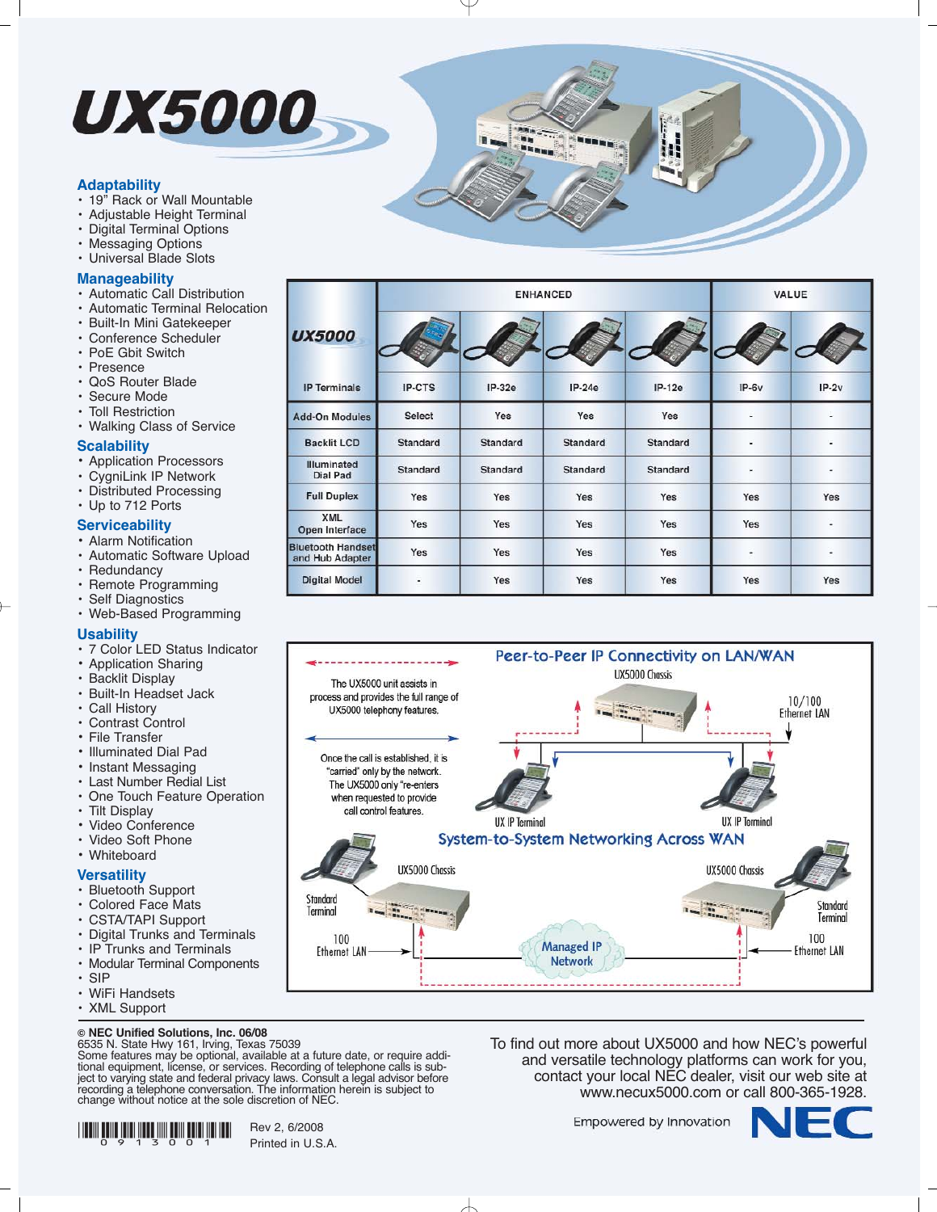# UX5000

### Adaptability
- 19" Rack or Wall Mountable
- Adjustable Height Terminal
- Digital Terminal Options
- Messaging Options
- Universal Blade Slots

### Manageability
- Automatic Call Distribution
- Automatic Terminal Relocation
- Built-In Mini Gatekeeper
- Conference Scheduler
- PoE Gbit Switch
- Presence
- QoS Router Blade
- Secure Mode
- Toll Restriction
- Walking Class of Service

### Scalability
- Application Processors
- CygniLink IP Network
- Distributed Processing
- Up to 712 Ports

### Serviceability
- Alarm Notification
- Automatic Software Upload
- Redundancy
- Remote Programming
- Self Diagnostics
- Web-Based Programming

### Usability
- 7 Color LED Status Indicator
- Application Sharing
- Backlit Display
- Built-In Headset Jack
- Call History
- Contrast Control
- File Transfer
- Illuminated Dial Pad
- Instant Messaging
- Last Number Redial List
- One Touch Feature Operation
- Tilt Display
- Video Conference
- Video Soft Phone
- Whiteboard

### Versatility
- Bluetooth Support
- Colored Face Mats
- CSTA/TAPI Support
- Digital Trunks and Terminals
- IP Trunks and Terminals
- Modular Terminal Components
- SIP
- WiFi Handsets
- XML Support

| UX5000 | ENHANCED | | | | VALUE | |
|---|---|---|---|---|---|---|
| IP Terminals | IP-CTS | IP-32e | IP-24e | IP-12e | IP-6v | IP-2v |
| Add-On Modules | Select | Yes | Yes | Yes | - | - |
| Backlit LCD | Standard | Standard | Standard | Standard | - | - |
| Illuminated Dial Pad | Standard | Standard | Standard | Standard | - | - |
| Full Duplex | Yes | Yes | Yes | Yes | Yes | Yes |
| XML Open Interface | Yes | Yes | Yes | Yes | Yes | - |
| Bluetooth Handset and Hub Adapter | Yes | Yes | Yes | Yes | - | - |
| Digital Model | - | Yes | Yes | Yes | Yes | Yes |

## Peer-to-Peer IP Connectivity on LAN/WAN

UX5000 Chassis

10/100 Ethernet LAN

The UX5000 unit assists in process and provides the full range of UX5000 telephony features.

Once the call is established, it is "carried" only by the network. The UX5000 only "re-enters when requested to provide call control features.

UX IP Terminal

UX IP Terminal

## System-to-System Networking Across WAN

UX5000 Chassis

UX5000 Chassis

Standard Terminal

Standard Terminal

100 Ethernet LAN

Managed IP Network

100 Ethernet LAN

**© NEC Unified Solutions, Inc. 06/08**
6535 N. State Hwy 161, Irving, Texas 75039
Some features may be optional, available at a future date, or require additional equipment, license, or services. Recording of telephone calls is subject to varying state and federal privacy laws. Consult a legal advisor before recording a telephone conversation. The information herein is subject to change without notice at the sole discretion of NEC.

0 9 1 3 0 0 1

Rev 2, 6/2008
Printed in U.S.A.

To find out more about UX5000 and how NEC's powerful and versatile technology platforms can work for you, contact your local NEC dealer, visit our web site at www.necux5000.com or call 800-365-1928.

Empowered by Innovation NEC